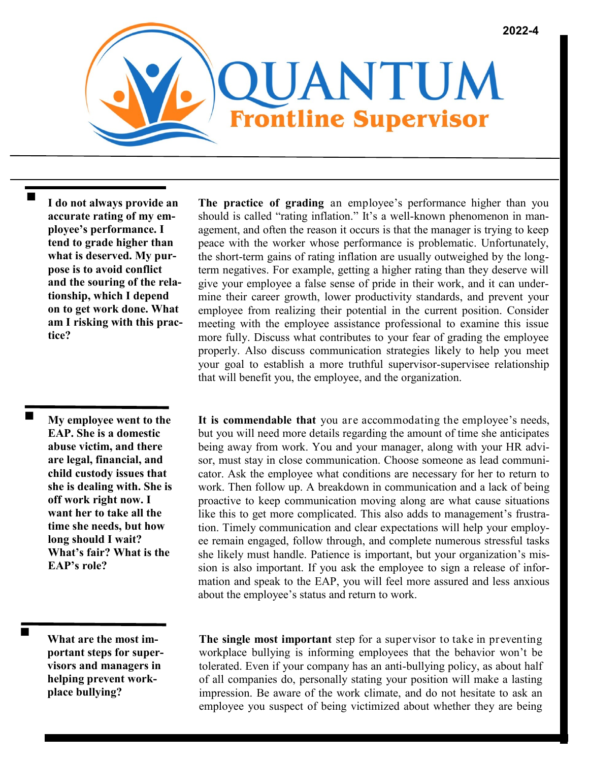2022-4

# QUANTUM

## Frontline Supervisor

**I do not always provide an accurate rating of my employee's performance. I tend to grade higher than what is deserved. My purpose is to avoid conflict and the souring of the relationship, which I depend on to get work done. What am I risking with this practice?**

**The practice of grading** an employee's performance higher than you should is called "rating inflation." It's a well-known phenomenon in management, and often the reason it occurs is that the manager is trying to keep peace with the worker whose performance is problematic. Unfortunately, the short-term gains of rating inflation are usually outweighed by the long-term negatives. For example, getting a higher rating than they deserve will give your employee a false sense of pride in their work, and it can undermine their career growth, lower productivity standards, and prevent your employee from realizing their potential in the current position. Consider meeting with the employee assistance professional to examine this issue more fully. Discuss what contributes to your fear of grading the employee properly. Also discuss communication strategies likely to help you meet your goal to establish a more truthful supervisor-supervisee relationship that will benefit you, the employee, and the organization.

**My employee went to the EAP. She is a domestic abuse victim, and there are legal, financial, and child custody issues that she is dealing with. She is off work right now. I want her to take all the time she needs, but how long should I wait? What's fair? What is the EAP's role?**

**It is commendable that** you are accommodating the employee's needs, but you will need more details regarding the amount of time she anticipates being away from work. You and your manager, along with your HR advisor, must stay in close communication. Choose someone as lead communicator. Ask the employee what conditions are necessary for her to return to work. Then follow up. A breakdown in communication and a lack of being proactive to keep communication moving along are what cause situations like this to get more complicated. This also adds to management's frustration. Timely communication and clear expectations will help your employee remain engaged, follow through, and complete numerous stressful tasks she likely must handle. Patience is important, but your organization's mission is also important. If you ask the employee to sign a release of information and speak to the EAP, you will feel more assured and less anxious about the employee's status and return to work.

**What are the most important steps for supervisors and managers in helping prevent workplace bullying?**

**The single most important** step for a supervisor to take in preventing workplace bullying is informing employees that the behavior won't be tolerated. Even if your company has an anti-bullying policy, as about half of all companies do, personally stating your position will make a lasting impression. Be aware of the work climate, and do not hesitate to ask an employee you suspect of being victimized about whether they are being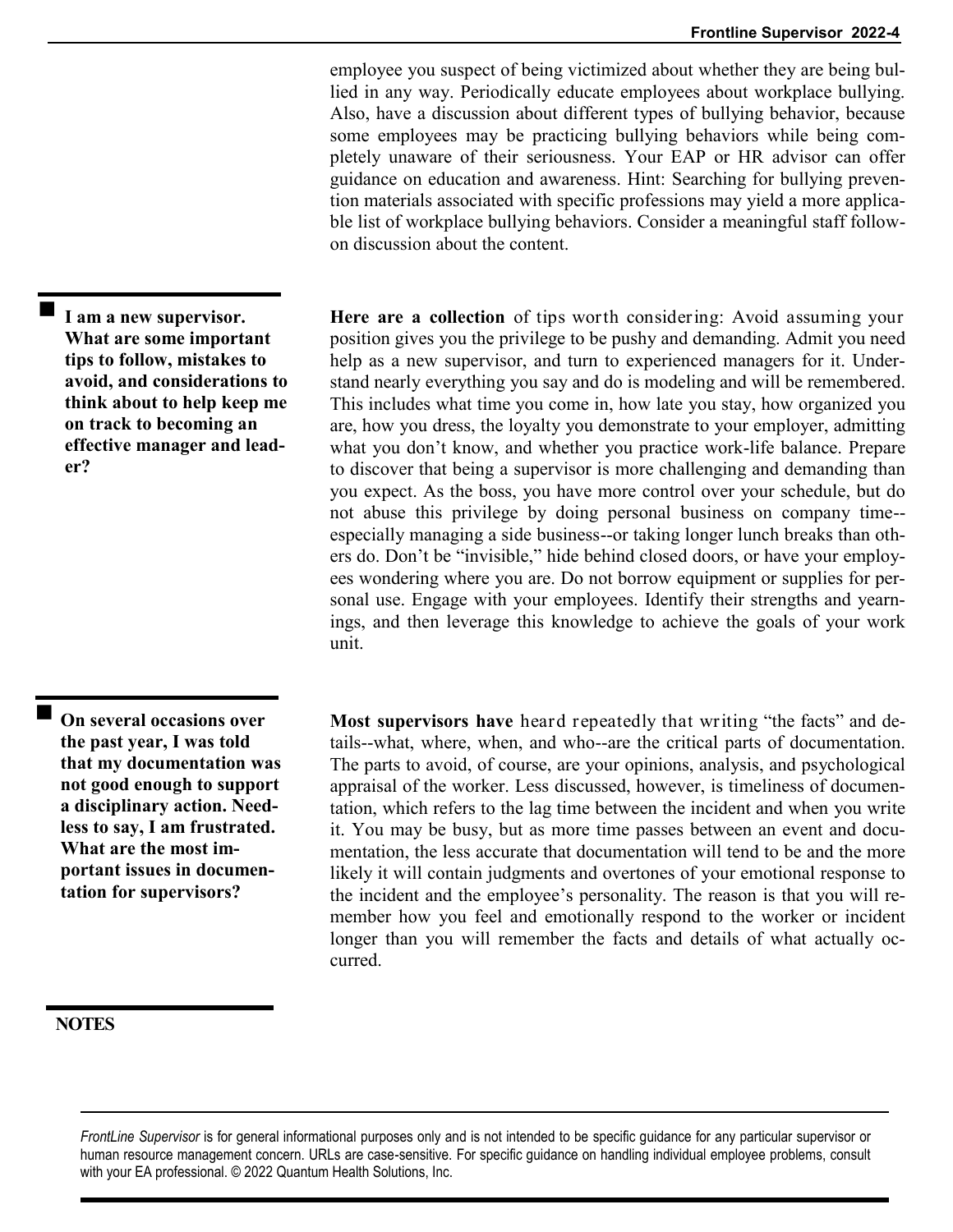employee you suspect of being victimized about whether they are being bullied in any way. Periodically educate employees about workplace bullying. Also, have a discussion about different types of bullying behavior, because some employees may be practicing bullying behaviors while being completely unaware of their seriousness. Your EAP or HR advisor can offer guidance on education and awareness. Hint: Searching for bullying prevention materials associated with specific professions may yield a more applicable list of workplace bullying behaviors. Consider a meaningful staff follow-on discussion about the content.

**I am a new supervisor. What are some important tips to follow, mistakes to avoid, and considerations to think about to help keep me on track to becoming an effective manager and leader?**

**Here are a collection** of tips worth considering: Avoid assuming your position gives you the privilege to be pushy and demanding. Admit you need help as a new supervisor, and turn to experienced managers for it. Understand nearly everything you say and do is modeling and will be remembered. This includes what time you come in, how late you stay, how organized you are, how you dress, the loyalty you demonstrate to your employer, admitting what you don't know, and whether you practice work-life balance. Prepare to discover that being a supervisor is more challenging and demanding than you expect. As the boss, you have more control over your schedule, but do not abuse this privilege by doing personal business on company time--especially managing a side business--or taking longer lunch breaks than others do. Don't be "invisible," hide behind closed doors, or have your employees wondering where you are. Do not borrow equipment or supplies for personal use. Engage with your employees. Identify their strengths and yearnings, and then leverage this knowledge to achieve the goals of your work unit.

**On several occasions over the past year, I was told that my documentation was not good enough to support a disciplinary action. Needless to say, I am frustrated. What are the most important issues in documentation for supervisors?**

**Most supervisors have** heard repeatedly that writing "the facts" and details--what, where, when, and who--are the critical parts of documentation. The parts to avoid, of course, are your opinions, analysis, and psychological appraisal of the worker. Less discussed, however, is timeliness of documentation, which refers to the lag time between the incident and when you write it. You may be busy, but as more time passes between an event and documentation, the less accurate that documentation will tend to be and the more likely it will contain judgments and overtones of your emotional response to the incident and the employee's personality. The reason is that you will remember how you feel and emotionally respond to the worker or incident longer than you will remember the facts and details of what actually occurred.

**NOTES**

*FrontLine Supervisor* is for general informational purposes only and is not intended to be specific guidance for any particular supervisor or human resource management concern. URLs are case-sensitive. For specific guidance on handling individual employee problems, consult with your EA professional. © 2022 Quantum Health Solutions, Inc.